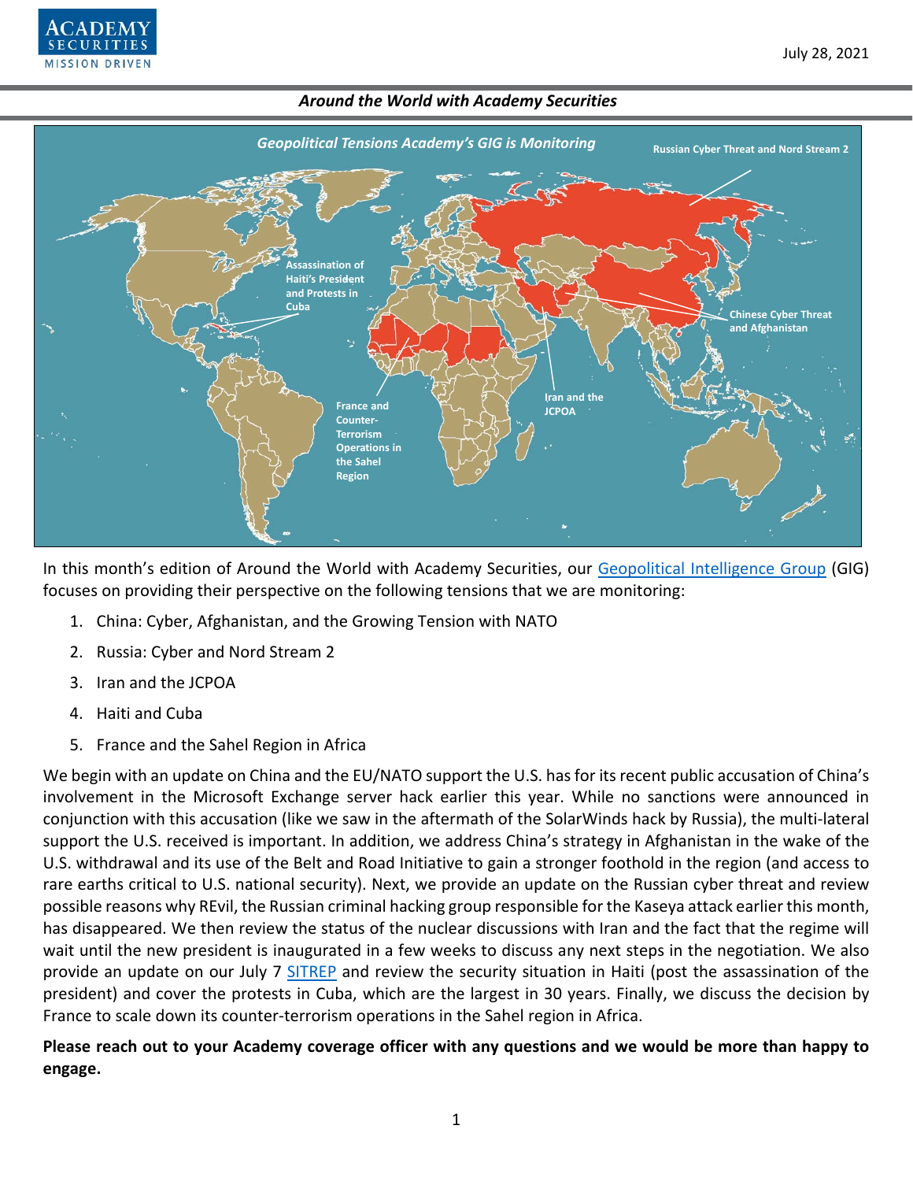July 28, 2021

*Around the World with Academy Securities*

*Geopolitical Tensions Academy's GIG is Monitoring*

Russian Cyber Threat and Nord Stream 2

Assassination of Haiti's President and Protests in Cuba

Chinese Cyber Threat and Afghanistan

Iran and the JCPOA

France and Counter-Terrorism Operations in the Sahel Region

In this month's edition of Around the World with Academy Securities, our Geopolitical Intelligence Group (GIG) focuses on providing their perspective on the following tensions that we are monitoring:

1. China: Cyber, Afghanistan, and the Growing Tension with NATO
2. Russia: Cyber and Nord Stream 2
3. Iran and the JCPOA
4. Haiti and Cuba
5. France and the Sahel Region in Africa

We begin with an update on China and the EU/NATO support the U.S. has for its recent public accusation of China's involvement in the Microsoft Exchange server hack earlier this year. While no sanctions were announced in conjunction with this accusation (like we saw in the aftermath of the SolarWinds hack by Russia), the multi-lateral support the U.S. received is important. In addition, we address China's strategy in Afghanistan in the wake of the U.S. withdrawal and its use of the Belt and Road Initiative to gain a stronger foothold in the region (and access to rare earths critical to U.S. national security). Next, we provide an update on the Russian cyber threat and review possible reasons why REvil, the Russian criminal hacking group responsible for the Kaseya attack earlier this month, has disappeared. We then review the status of the nuclear discussions with Iran and the fact that the regime will wait until the new president is inaugurated in a few weeks to discuss any next steps in the negotiation. We also provide an update on our July 7 SITREP and review the security situation in Haiti (post the assassination of the president) and cover the protests in Cuba, which are the largest in 30 years. Finally, we discuss the decision by France to scale down its counter-terrorism operations in the Sahel region in Africa.

**Please reach out to your Academy coverage officer with any questions and we would be more than happy to engage.**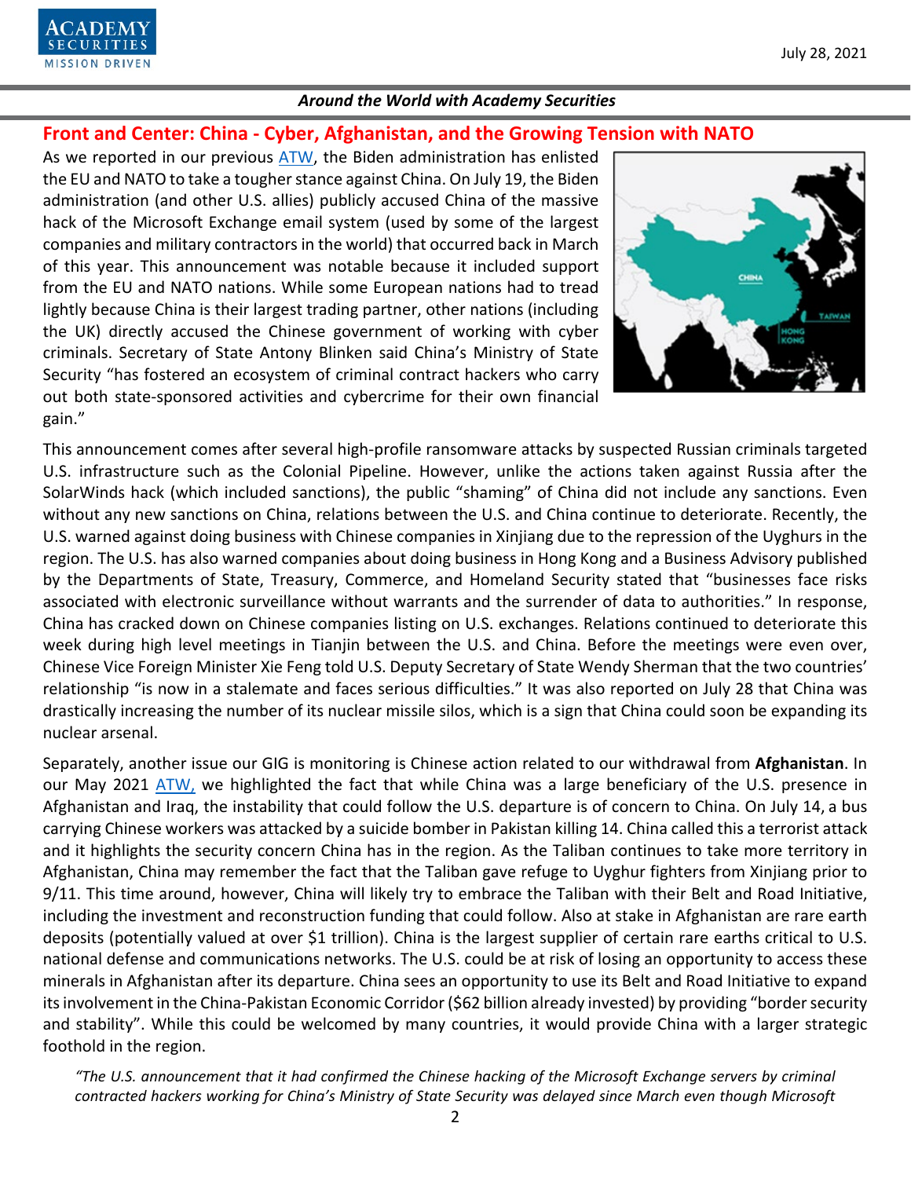## Front and Center: China - Cyber, Afghanistan, and the Growing Tension with NATO

As we reported in our previous ATW, the Biden administration has enlisted the EU and NATO to take a tougher stance against China. On July 19, the Biden administration (and other U.S. allies) publicly accused China of the massive hack of the Microsoft Exchange email system (used by some of the largest companies and military contractors in the world) that occurred back in March of this year. This announcement was notable because it included support from the EU and NATO nations. While some European nations had to tread lightly because China is their largest trading partner, other nations (including the UK) directly accused the Chinese government of working with cyber criminals. Secretary of State Antony Blinken said China's Ministry of State Security "has fostered an ecosystem of criminal contract hackers who carry out both state-sponsored activities and cybercrime for their own financial gain."

This announcement comes after several high-profile ransomware attacks by suspected Russian criminals targeted U.S. infrastructure such as the Colonial Pipeline. However, unlike the actions taken against Russia after the SolarWinds hack (which included sanctions), the public "shaming" of China did not include any sanctions. Even without any new sanctions on China, relations between the U.S. and China continue to deteriorate. Recently, the U.S. warned against doing business with Chinese companies in Xinjiang due to the repression of the Uyghurs in the region. The U.S. has also warned companies about doing business in Hong Kong and a Business Advisory published by the Departments of State, Treasury, Commerce, and Homeland Security stated that "businesses face risks associated with electronic surveillance without warrants and the surrender of data to authorities." In response, China has cracked down on Chinese companies listing on U.S. exchanges. Relations continued to deteriorate this week during high level meetings in Tianjin between the U.S. and China. Before the meetings were even over, Chinese Vice Foreign Minister Xie Feng told U.S. Deputy Secretary of State Wendy Sherman that the two countries' relationship "is now in a stalemate and faces serious difficulties." It was also reported on July 28 that China was drastically increasing the number of its nuclear missile silos, which is a sign that China could soon be expanding its nuclear arsenal.

Separately, another issue our GIG is monitoring is Chinese action related to our withdrawal from **Afghanistan**. In our May 2021 ATW, we highlighted the fact that while China was a large beneficiary of the U.S. presence in Afghanistan and Iraq, the instability that could follow the U.S. departure is of concern to China. On July 14, a bus carrying Chinese workers was attacked by a suicide bomber in Pakistan killing 14. China called this a terrorist attack and it highlights the security concern China has in the region. As the Taliban continues to take more territory in Afghanistan, China may remember the fact that the Taliban gave refuge to Uyghur fighters from Xinjiang prior to 9/11. This time around, however, China will likely try to embrace the Taliban with their Belt and Road Initiative, including the investment and reconstruction funding that could follow. Also at stake in Afghanistan are rare earth deposits (potentially valued at over $1 trillion). China is the largest supplier of certain rare earths critical to U.S. national defense and communications networks. The U.S. could be at risk of losing an opportunity to access these minerals in Afghanistan after its departure. China sees an opportunity to use its Belt and Road Initiative to expand its involvement in the China-Pakistan Economic Corridor ($62 billion already invested) by providing "border security and stability". While this could be welcomed by many countries, it would provide China with a larger strategic foothold in the region.

*"The U.S. announcement that it had confirmed the Chinese hacking of the Microsoft Exchange servers by criminal contracted hackers working for China's Ministry of State Security was delayed since March even though Microsoft*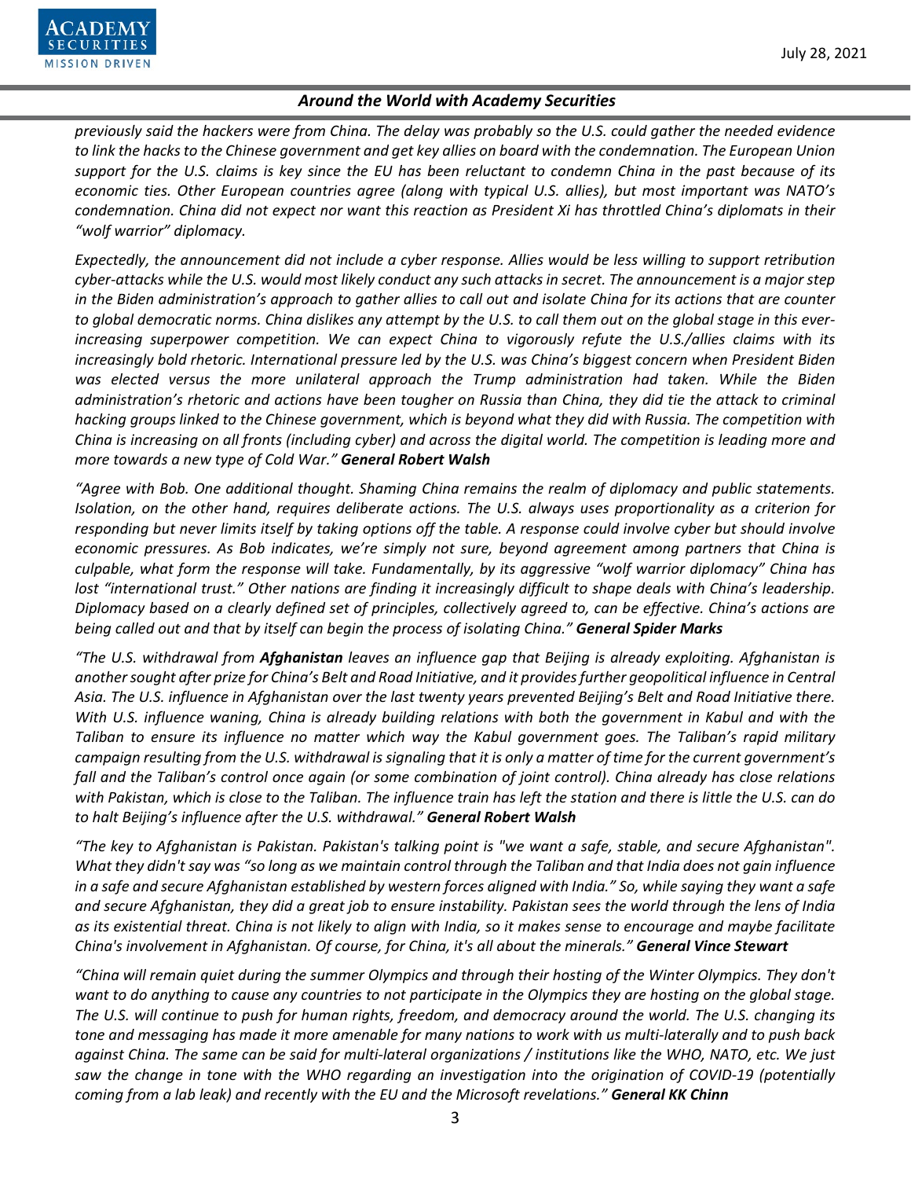*previously said the hackers were from China. The delay was probably so the U.S. could gather the needed evidence to link the hacks to the Chinese government and get key allies on board with the condemnation. The European Union support for the U.S. claims is key since the EU has been reluctant to condemn China in the past because of its economic ties. Other European countries agree (along with typical U.S. allies), but most important was NATO's condemnation. China did not expect nor want this reaction as President Xi has throttled China's diplomats in their "wolf warrior" diplomacy.*

*Expectedly, the announcement did not include a cyber response. Allies would be less willing to support retribution cyber-attacks while the U.S. would most likely conduct any such attacks in secret. The announcement is a major step in the Biden administration's approach to gather allies to call out and isolate China for its actions that are counter to global democratic norms. China dislikes any attempt by the U.S. to call them out on the global stage in this ever-increasing superpower competition. We can expect China to vigorously refute the U.S./allies claims with its increasingly bold rhetoric. International pressure led by the U.S. was China's biggest concern when President Biden was elected versus the more unilateral approach the Trump administration had taken. While the Biden administration's rhetoric and actions have been tougher on Russia than China, they did tie the attack to criminal hacking groups linked to the Chinese government, which is beyond what they did with Russia. The competition with China is increasing on all fronts (including cyber) and across the digital world. The competition is leading more and more towards a new type of Cold War."* ***General Robert Walsh***

*"Agree with Bob. One additional thought. Shaming China remains the realm of diplomacy and public statements. Isolation, on the other hand, requires deliberate actions. The U.S. always uses proportionality as a criterion for responding but never limits itself by taking options off the table. A response could involve cyber but should involve economic pressures. As Bob indicates, we're simply not sure, beyond agreement among partners that China is culpable, what form the response will take. Fundamentally, by its aggressive "wolf warrior diplomacy" China has lost "international trust." Other nations are finding it increasingly difficult to shape deals with China's leadership. Diplomacy based on a clearly defined set of principles, collectively agreed to, can be effective. China's actions are being called out and that by itself can begin the process of isolating China."* ***General Spider Marks***

*"The U.S. withdrawal from* ***Afghanistan*** *leaves an influence gap that Beijing is already exploiting. Afghanistan is another sought after prize for China's Belt and Road Initiative, and it provides further geopolitical influence in Central Asia. The U.S. influence in Afghanistan over the last twenty years prevented Beijing's Belt and Road Initiative there. With U.S. influence waning, China is already building relations with both the government in Kabul and with the Taliban to ensure its influence no matter which way the Kabul government goes. The Taliban's rapid military campaign resulting from the U.S. withdrawal is signaling that it is only a matter of time for the current government's fall and the Taliban's control once again (or some combination of joint control). China already has close relations with Pakistan, which is close to the Taliban. The influence train has left the station and there is little the U.S. can do to halt Beijing's influence after the U.S. withdrawal."* ***General Robert Walsh***

*"The key to Afghanistan is Pakistan. Pakistan's talking point is "we want a safe, stable, and secure Afghanistan". What they didn't say was "so long as we maintain control through the Taliban and that India does not gain influence in a safe and secure Afghanistan established by western forces aligned with India." So, while saying they want a safe and secure Afghanistan, they did a great job to ensure instability. Pakistan sees the world through the lens of India as its existential threat. China is not likely to align with India, so it makes sense to encourage and maybe facilitate China's involvement in Afghanistan. Of course, for China, it's all about the minerals."* ***General Vince Stewart***

*"China will remain quiet during the summer Olympics and through their hosting of the Winter Olympics. They don't want to do anything to cause any countries to not participate in the Olympics they are hosting on the global stage. The U.S. will continue to push for human rights, freedom, and democracy around the world. The U.S. changing its tone and messaging has made it more amenable for many nations to work with us multi-laterally and to push back against China. The same can be said for multi-lateral organizations / institutions like the WHO, NATO, etc. We just saw the change in tone with the WHO regarding an investigation into the origination of COVID-19 (potentially coming from a lab leak) and recently with the EU and the Microsoft revelations."* ***General KK Chinn***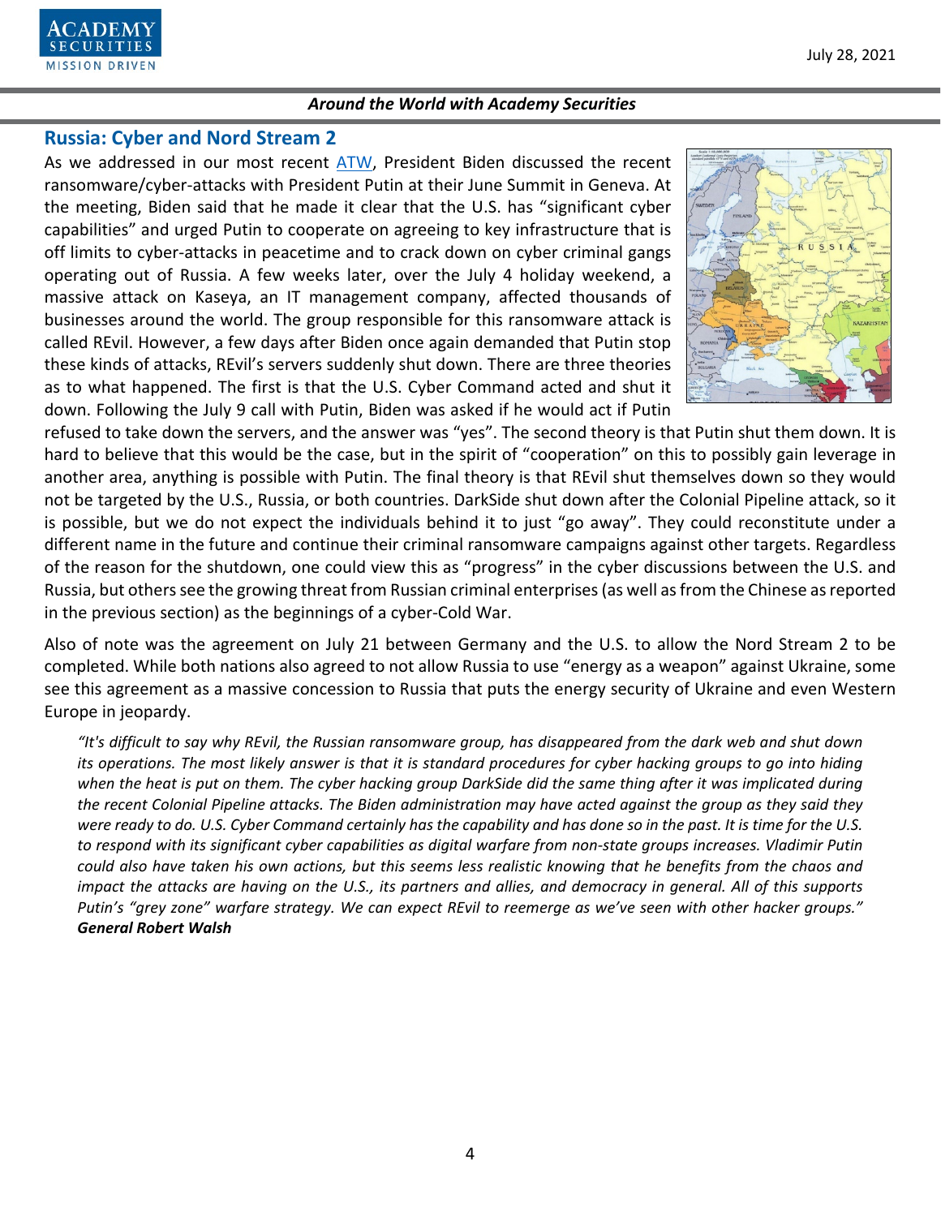## Russia: Cyber and Nord Stream 2

As we addressed in our most recent ATW, President Biden discussed the recent ransomware/cyber-attacks with President Putin at their June Summit in Geneva. At the meeting, Biden said that he made it clear that the U.S. has "significant cyber capabilities" and urged Putin to cooperate on agreeing to key infrastructure that is off limits to cyber-attacks in peacetime and to crack down on cyber criminal gangs operating out of Russia. A few weeks later, over the July 4 holiday weekend, a massive attack on Kaseya, an IT management company, affected thousands of businesses around the world. The group responsible for this ransomware attack is called REvil. However, a few days after Biden once again demanded that Putin stop these kinds of attacks, REvil's servers suddenly shut down. There are three theories as to what happened. The first is that the U.S. Cyber Command acted and shut it down. Following the July 9 call with Putin, Biden was asked if he would act if Putin refused to take down the servers, and the answer was "yes". The second theory is that Putin shut them down. It is hard to believe that this would be the case, but in the spirit of "cooperation" on this to possibly gain leverage in another area, anything is possible with Putin. The final theory is that REvil shut themselves down so they would not be targeted by the U.S., Russia, or both countries. DarkSide shut down after the Colonial Pipeline attack, so it is possible, but we do not expect the individuals behind it to just "go away". They could reconstitute under a different name in the future and continue their criminal ransomware campaigns against other targets. Regardless of the reason for the shutdown, one could view this as "progress" in the cyber discussions between the U.S. and Russia, but others see the growing threat from Russian criminal enterprises (as well as from the Chinese as reported in the previous section) as the beginnings of a cyber-Cold War.

Also of note was the agreement on July 21 between Germany and the U.S. to allow the Nord Stream 2 to be completed. While both nations also agreed to not allow Russia to use "energy as a weapon" against Ukraine, some see this agreement as a massive concession to Russia that puts the energy security of Ukraine and even Western Europe in jeopardy.

> *"It's difficult to say why REvil, the Russian ransomware group, has disappeared from the dark web and shut down its operations. The most likely answer is that it is standard procedures for cyber hacking groups to go into hiding when the heat is put on them. The cyber hacking group DarkSide did the same thing after it was implicated during the recent Colonial Pipeline attacks. The Biden administration may have acted against the group as they said they were ready to do. U.S. Cyber Command certainly has the capability and has done so in the past. It is time for the U.S. to respond with its significant cyber capabilities as digital warfare from non-state groups increases. Vladimir Putin could also have taken his own actions, but this seems less realistic knowing that he benefits from the chaos and impact the attacks are having on the U.S., its partners and allies, and democracy in general. All of this supports Putin's "grey zone" warfare strategy. We can expect REvil to reemerge as we've seen with other hacker groups."* ***General Robert Walsh***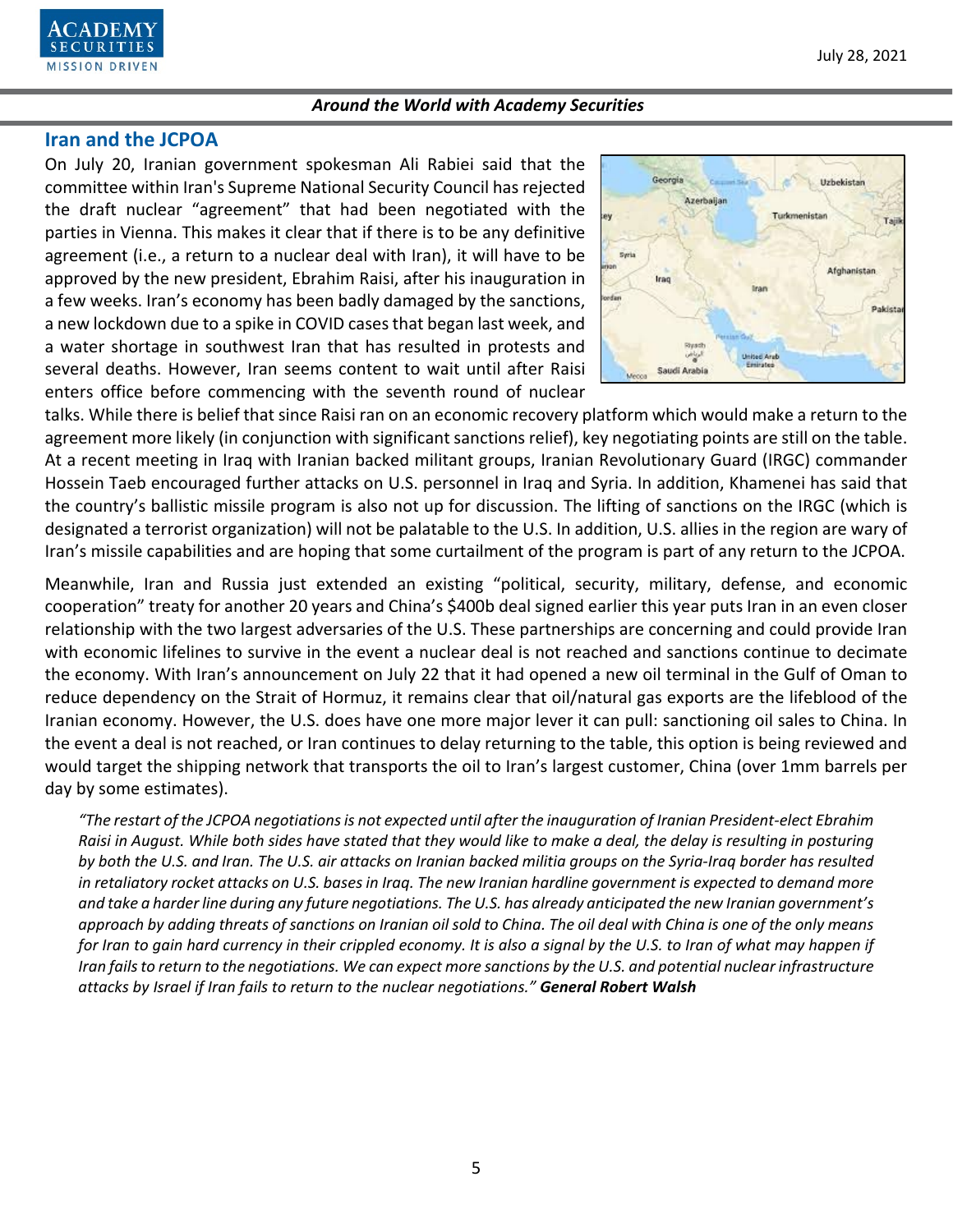## Iran and the JCPOA

On July 20, Iranian government spokesman Ali Rabiei said that the committee within Iran's Supreme National Security Council has rejected the draft nuclear "agreement" that had been negotiated with the parties in Vienna. This makes it clear that if there is to be any definitive agreement (i.e., a return to a nuclear deal with Iran), it will have to be approved by the new president, Ebrahim Raisi, after his inauguration in a few weeks. Iran's economy has been badly damaged by the sanctions, a new lockdown due to a spike in COVID cases that began last week, and a water shortage in southwest Iran that has resulted in protests and several deaths. However, Iran seems content to wait until after Raisi enters office before commencing with the seventh round of nuclear talks. While there is belief that since Raisi ran on an economic recovery platform which would make a return to the agreement more likely (in conjunction with significant sanctions relief), key negotiating points are still on the table. At a recent meeting in Iraq with Iranian backed militant groups, Iranian Revolutionary Guard (IRGC) commander Hossein Taeb encouraged further attacks on U.S. personnel in Iraq and Syria. In addition, Khamenei has said that the country's ballistic missile program is also not up for discussion. The lifting of sanctions on the IRGC (which is designated a terrorist organization) will not be palatable to the U.S. In addition, U.S. allies in the region are wary of Iran's missile capabilities and are hoping that some curtailment of the program is part of any return to the JCPOA.

Meanwhile, Iran and Russia just extended an existing "political, security, military, defense, and economic cooperation" treaty for another 20 years and China's $400b deal signed earlier this year puts Iran in an even closer relationship with the two largest adversaries of the U.S. These partnerships are concerning and could provide Iran with economic lifelines to survive in the event a nuclear deal is not reached and sanctions continue to decimate the economy. With Iran's announcement on July 22 that it had opened a new oil terminal in the Gulf of Oman to reduce dependency on the Strait of Hormuz, it remains clear that oil/natural gas exports are the lifeblood of the Iranian economy. However, the U.S. does have one more major lever it can pull: sanctioning oil sales to China. In the event a deal is not reached, or Iran continues to delay returning to the table, this option is being reviewed and would target the shipping network that transports the oil to Iran's largest customer, China (over 1mm barrels per day by some estimates).

*"The restart of the JCPOA negotiations is not expected until after the inauguration of Iranian President-elect Ebrahim Raisi in August. While both sides have stated that they would like to make a deal, the delay is resulting in posturing by both the U.S. and Iran. The U.S. air attacks on Iranian backed militia groups on the Syria-Iraq border has resulted in retaliatory rocket attacks on U.S. bases in Iraq. The new Iranian hardline government is expected to demand more and take a harder line during any future negotiations. The U.S. has already anticipated the new Iranian government's approach by adding threats of sanctions on Iranian oil sold to China. The oil deal with China is one of the only means for Iran to gain hard currency in their crippled economy. It is also a signal by the U.S. to Iran of what may happen if Iran fails to return to the negotiations. We can expect more sanctions by the U.S. and potential nuclear infrastructure attacks by Israel if Iran fails to return to the nuclear negotiations."* ***General Robert Walsh***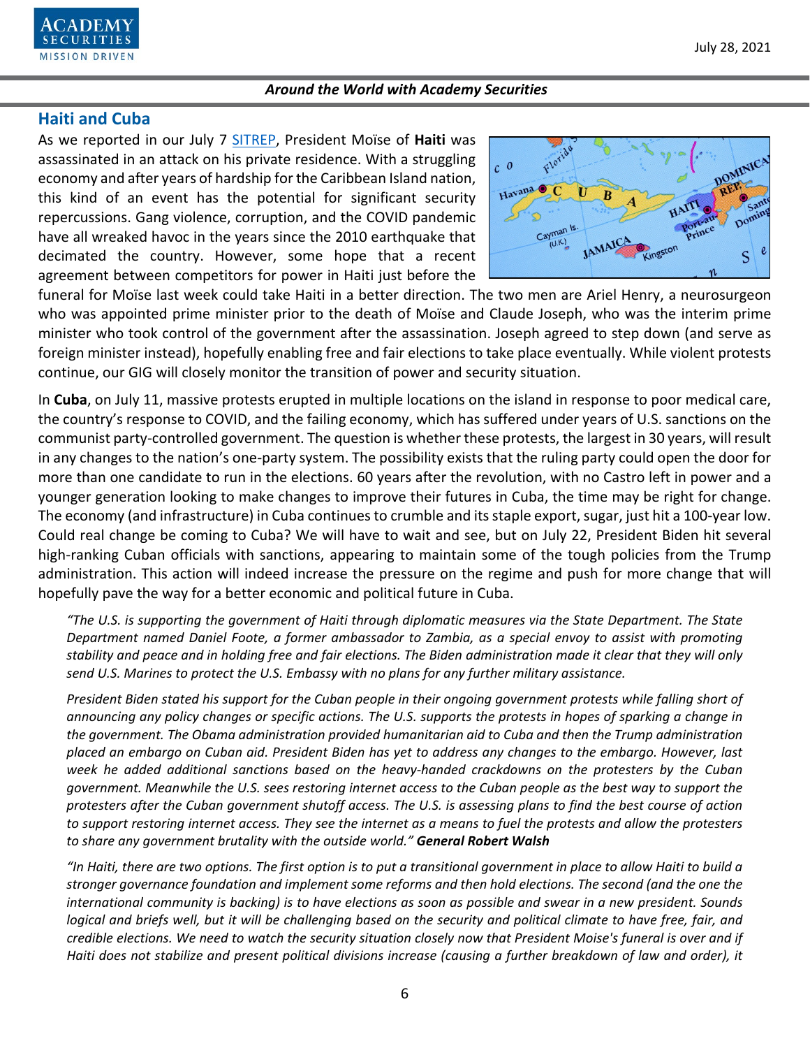## Haiti and Cuba

As we reported in our July 7 SITREP, President Moïse of **Haiti** was assassinated in an attack on his private residence. With a struggling economy and after years of hardship for the Caribbean Island nation, this kind of an event has the potential for significant security repercussions. Gang violence, corruption, and the COVID pandemic have all wreaked havoc in the years since the 2010 earthquake that decimated the country. However, some hope that a recent agreement between competitors for power in Haiti just before the funeral for Moïse last week could take Haiti in a better direction. The two men are Ariel Henry, a neurosurgeon who was appointed prime minister prior to the death of Moïse and Claude Joseph, who was the interim prime minister who took control of the government after the assassination. Joseph agreed to step down (and serve as foreign minister instead), hopefully enabling free and fair elections to take place eventually. While violent protests continue, our GIG will closely monitor the transition of power and security situation.

In **Cuba**, on July 11, massive protests erupted in multiple locations on the island in response to poor medical care, the country's response to COVID, and the failing economy, which has suffered under years of U.S. sanctions on the communist party-controlled government. The question is whether these protests, the largest in 30 years, will result in any changes to the nation's one-party system. The possibility exists that the ruling party could open the door for more than one candidate to run in the elections. 60 years after the revolution, with no Castro left in power and a younger generation looking to make changes to improve their futures in Cuba, the time may be right for change. The economy (and infrastructure) in Cuba continues to crumble and its staple export, sugar, just hit a 100-year low. Could real change be coming to Cuba? We will have to wait and see, but on July 22, President Biden hit several high-ranking Cuban officials with sanctions, appearing to maintain some of the tough policies from the Trump administration. This action will indeed increase the pressure on the regime and push for more change that will hopefully pave the way for a better economic and political future in Cuba.

*"The U.S. is supporting the government of Haiti through diplomatic measures via the State Department. The State Department named Daniel Foote, a former ambassador to Zambia, as a special envoy to assist with promoting stability and peace and in holding free and fair elections. The Biden administration made it clear that they will only send U.S. Marines to protect the U.S. Embassy with no plans for any further military assistance.*

*President Biden stated his support for the Cuban people in their ongoing government protests while falling short of announcing any policy changes or specific actions. The U.S. supports the protests in hopes of sparking a change in the government. The Obama administration provided humanitarian aid to Cuba and then the Trump administration placed an embargo on Cuban aid. President Biden has yet to address any changes to the embargo. However, last week he added additional sanctions based on the heavy-handed crackdowns on the protesters by the Cuban government. Meanwhile the U.S. sees restoring internet access to the Cuban people as the best way to support the protesters after the Cuban government shutoff access. The U.S. is assessing plans to find the best course of action to support restoring internet access. They see the internet as a means to fuel the protests and allow the protesters to share any government brutality with the outside world."* ***General Robert Walsh***

*"In Haiti, there are two options. The first option is to put a transitional government in place to allow Haiti to build a stronger governance foundation and implement some reforms and then hold elections. The second (and the one the international community is backing) is to have elections as soon as possible and swear in a new president. Sounds logical and briefs well, but it will be challenging based on the security and political climate to have free, fair, and credible elections. We need to watch the security situation closely now that President Moise's funeral is over and if Haiti does not stabilize and present political divisions increase (causing a further breakdown of law and order), it*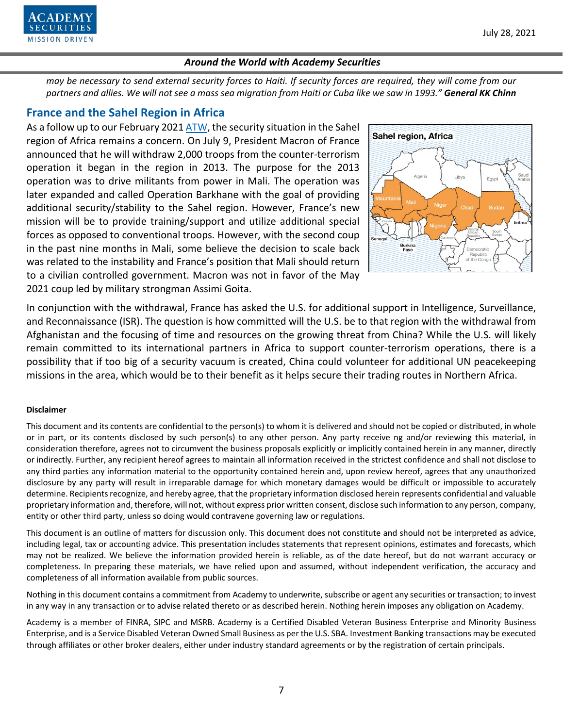*may be necessary to send external security forces to Haiti. If security forces are required, they will come from our partners and allies. We will not see a mass sea migration from Haiti or Cuba like we saw in 1993." **General KK Chinn***

## France and the Sahel Region in Africa

As a follow up to our February 2021 ATW, the security situation in the Sahel region of Africa remains a concern. On July 9, President Macron of France announced that he will withdraw 2,000 troops from the counter-terrorism operation it began in the region in 2013. The purpose for the 2013 operation was to drive militants from power in Mali. The operation was later expanded and called Operation Barkhane with the goal of providing additional security/stability to the Sahel region. However, France's new mission will be to provide training/support and utilize additional special forces as opposed to conventional troops. However, with the second coup in the past nine months in Mali, some believe the decision to scale back was related to the instability and France's position that Mali should return to a civilian controlled government. Macron was not in favor of the May 2021 coup led by military strongman Assimi Goita.

Sahel region, Africa

Algeria
Libya
Egypt
Saudi Arabia
Mauritania
Mali
Niger
Chad
Sudan
Eritrea
Guinea
Nigeria
Senegal
Burkina Faso
Cameroon
Central African Republic
South Sudan
Democratic Republic of the Congo

In conjunction with the withdrawal, France has asked the U.S. for additional support in Intelligence, Surveillance, and Reconnaissance (ISR). The question is how committed will the U.S. be to that region with the withdrawal from Afghanistan and the focusing of time and resources on the growing threat from China? While the U.S. will likely remain committed to its international partners in Africa to support counter-terrorism operations, there is a possibility that if too big of a security vacuum is created, China could volunteer for additional UN peacekeeping missions in the area, which would be to their benefit as it helps secure their trading routes in Northern Africa.

#### Disclaimer

This document and its contents are confidential to the person(s) to whom it is delivered and should not be copied or distributed, in whole or in part, or its contents disclosed by such person(s) to any other person. Any party receive ng and/or reviewing this material, in consideration therefore, agrees not to circumvent the business proposals explicitly or implicitly contained herein in any manner, directly or indirectly. Further, any recipient hereof agrees to maintain all information received in the strictest confidence and shall not disclose to any third parties any information material to the opportunity contained herein and, upon review hereof, agrees that any unauthorized disclosure by any party will result in irreparable damage for which monetary damages would be difficult or impossible to accurately determine. Recipients recognize, and hereby agree, that the proprietary information disclosed herein represents confidential and valuable proprietary information and, therefore, will not, without express prior written consent, disclose such information to any person, company, entity or other third party, unless so doing would contravene governing law or regulations.

This document is an outline of matters for discussion only. This document does not constitute and should not be interpreted as advice, including legal, tax or accounting advice. This presentation includes statements that represent opinions, estimates and forecasts, which may not be realized. We believe the information provided herein is reliable, as of the date hereof, but do not warrant accuracy or completeness. In preparing these materials, we have relied upon and assumed, without independent verification, the accuracy and completeness of all information available from public sources.

Nothing in this document contains a commitment from Academy to underwrite, subscribe or agent any securities or transaction; to invest in any way in any transaction or to advise related thereto or as described herein. Nothing herein imposes any obligation on Academy.

Academy is a member of FINRA, SIPC and MSRB. Academy is a Certified Disabled Veteran Business Enterprise and Minority Business Enterprise, and is a Service Disabled Veteran Owned Small Business as per the U.S. SBA. Investment Banking transactions may be executed through affiliates or other broker dealers, either under industry standard agreements or by the registration of certain principals.